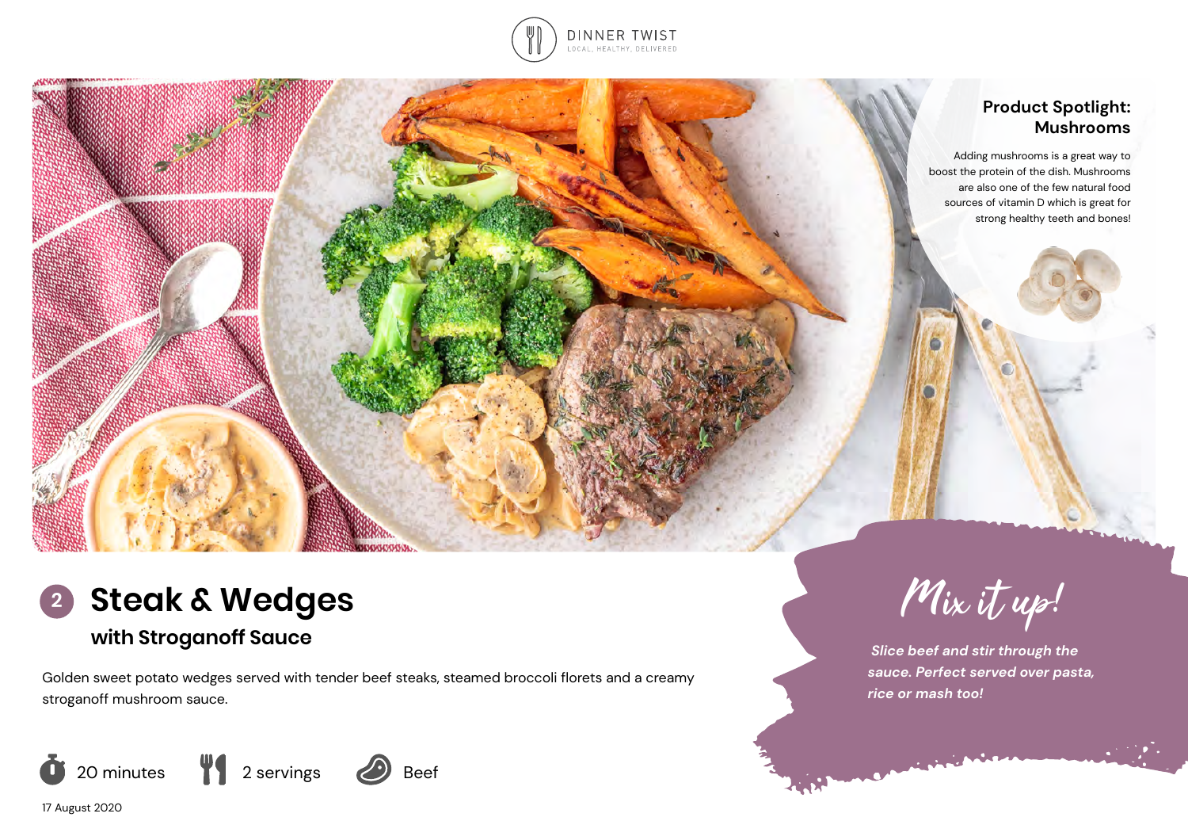DINNER TWIST

LOCAL, HEALTHY, DELIVERED

## Product Spotlight: Mushrooms

Adding mushrooms is a great way to boost the protein of the dish. Mushrooms are also one of the few natural food sources of vitamin D which is great for strong healthy teeth and bones!

# 2 Steak & Wedges

## with Stroganoff Sauce

Golden sweet potato wedges served with tender beef steaks, steamed broccoli florets and a creamy stroganoff mushroom sauce.

20 minutes | 2 servings | Beef

17 August 2020

### Mix it up!

*Slice beef and stir through the sauce. Perfect served over pasta, rice or mash too!*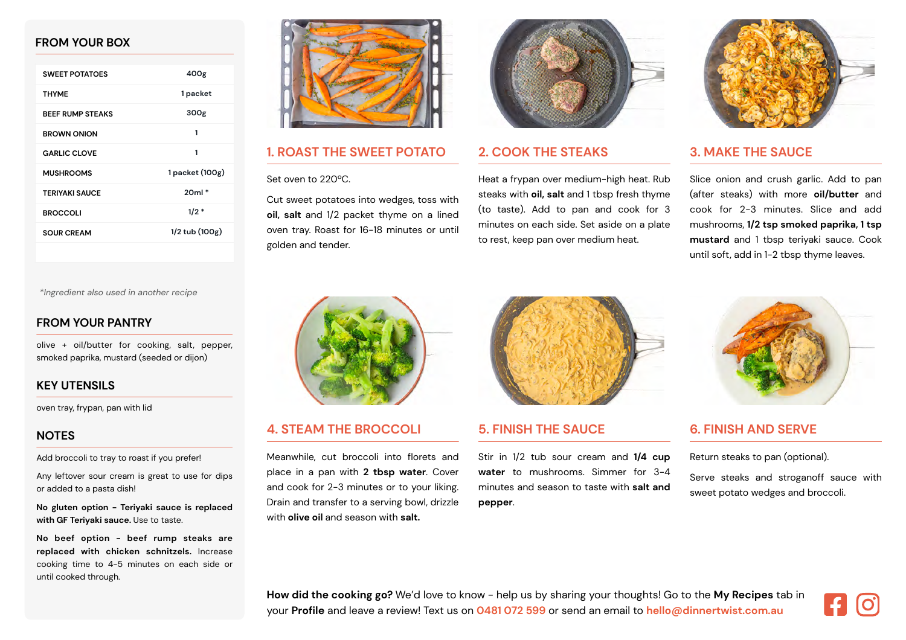## FROM YOUR BOX

| | |
|---|---|
| SWEET POTATOES | 400g |
| THYME | 1 packet |
| BEEF RUMP STEAKS | 300g |
| BROWN ONION | 1 |
| GARLIC CLOVE | 1 |
| MUSHROOMS | 1 packet (100g) |
| TERIYAKI SAUCE | 20ml * |
| BROCCOLI | 1/2 * |
| SOUR CREAM | 1/2 tub (100g) |

*Ingredient also used in another recipe*

## FROM YOUR PANTRY

olive + oil/butter for cooking, salt, pepper, smoked paprika, mustard (seeded or dijon)

## KEY UTENSILS

oven tray, frypan, pan with lid

## NOTES

Add broccoli to tray to roast if you prefer!

Any leftover sour cream is great to use for dips or added to a pasta dish!

**No gluten option – Teriyaki sauce is replaced with GF Teriyaki sauce.** Use to taste.

**No beef option – beef rump steaks are replaced with chicken schnitzels.** Increase cooking time to 4-5 minutes on each side or until cooked through.

## 1. ROAST THE SWEET POTATO

Set oven to 220°C.

Cut sweet potatoes into wedges, toss with **oil, salt** and 1/2 packet thyme on a lined oven tray. Roast for 16-18 minutes or until golden and tender.

## 2. COOK THE STEAKS

Heat a frypan over medium-high heat. Rub steaks with **oil, salt** and 1 tbsp fresh thyme (to taste). Add to pan and cook for 3 minutes on each side. Set aside on a plate to rest, keep pan over medium heat.

## 3. MAKE THE SAUCE

Slice onion and crush garlic. Add to pan (after steaks) with more **oil/butter** and cook for 2-3 minutes. Slice and add mushrooms, **1/2 tsp smoked paprika, 1 tsp mustard** and 1 tbsp teriyaki sauce. Cook until soft, add in 1-2 tbsp thyme leaves.

## 4. STEAM THE BROCCOLI

Meanwhile, cut broccoli into florets and place in a pan with **2 tbsp water**. Cover and cook for 2-3 minutes or to your liking. Drain and transfer to a serving bowl, drizzle with **olive oil** and season with **salt.**

## 5. FINISH THE SAUCE

Stir in 1/2 tub sour cream and **1/4 cup water** to mushrooms. Simmer for 3-4 minutes and season to taste with **salt and pepper**.

## 6. FINISH AND SERVE

Return steaks to pan (optional).

Serve steaks and stroganoff sauce with sweet potato wedges and broccoli.

**How did the cooking go?** We'd love to know - help us by sharing your thoughts! Go to the **My Recipes** tab in your **Profile** and leave a review! Text us on 0481 072 599 or send an email to hello@dinnertwist.com.au